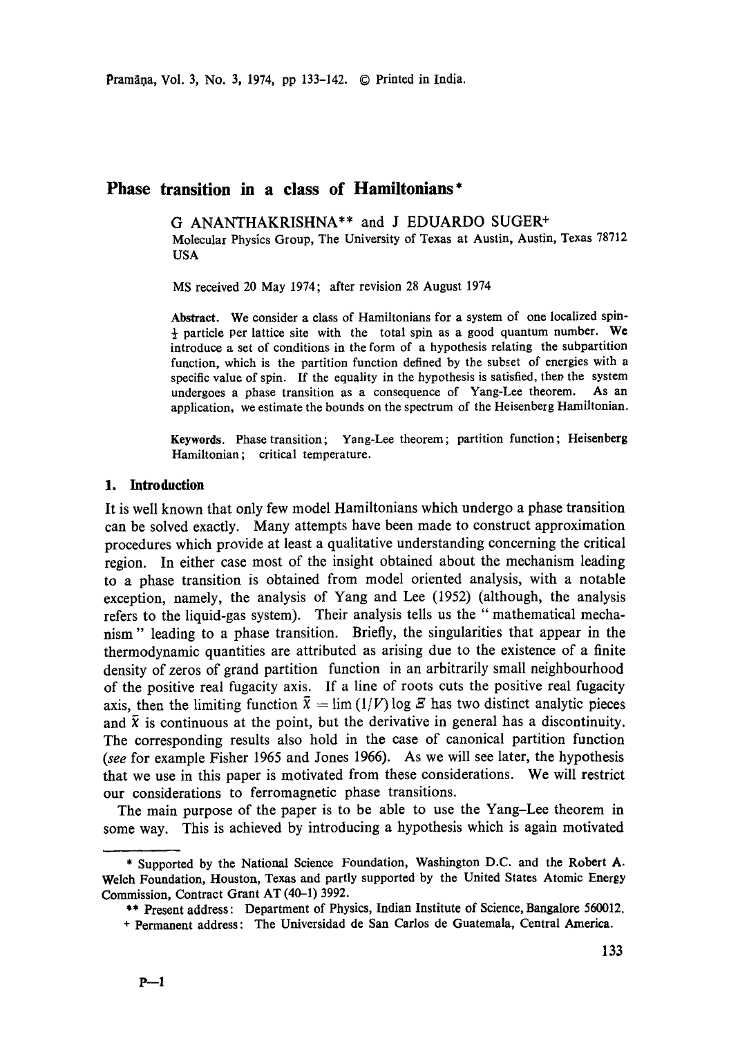# Phase transition in a class of Hamiltonians*

G ANANTHAKRISHNA** and J EDUARDO SUGER+

Molecular Physics Group, The University of Texas at Austin, Austin, Texas 78712 USA

MS received 20 May 1974; after revision 28 August 1974

**Abstract.** We consider a class of Hamiltonians for a system of one localized spin-$\frac{1}{2}$ particle per lattice site with the total spin as a good quantum number. We introduce a set of conditions in the form of a hypothesis relating the subpartition function, which is the partition function defined by the subset of energies with a specific value of spin. If the equality in the hypothesis is satisfied, then the system undergoes a phase transition as a consequence of Yang-Lee theorem. As an application, we estimate the bounds on the spectrum of the Heisenberg Hamiltonian.

**Keywords.** Phase transition; Yang-Lee theorem; partition function; Heisenberg Hamiltonian; critical temperature.

## 1. Introduction

It is well known that only few model Hamiltonians which undergo a phase transition can be solved exactly. Many attempts have been made to construct approximation procedures which provide at least a qualitative understanding concerning the critical region. In either case most of the insight obtained about the mechanism leading to a phase transition is obtained from model oriented analysis, with a notable exception, namely, the analysis of Yang and Lee (1952) (although, the analysis refers to the liquid-gas system). Their analysis tells us the " mathematical mechanism " leading to a phase transition. Briefly, the singularities that appear in the thermodynamic quantities are attributed as arising due to the existence of a finite density of zeros of grand partition function in an arbitrarily small neighbourhood of the positive real fugacity axis. If a line of roots cuts the positive real fugacity axis, then the limiting function $\bar{\chi} = \lim (1/V) \log \Xi$ has two distinct analytic pieces and $\bar{\chi}$ is continuous at the point, but the derivative in general has a discontinuity. The corresponding results also hold in the case of canonical partition function (*see* for example Fisher 1965 and Jones 1966). As we will see later, the hypothesis that we use in this paper is motivated from these considerations. We will restrict our considerations to ferromagnetic phase transitions.

The main purpose of the paper is to be able to use the Yang-Lee theorem in some way. This is achieved by introducing a hypothesis which is again motivated

---

\* Supported by the National Science Foundation, Washington D.C. and the Robert A. Welch Foundation, Houston, Texas and partly supported by the United States Atomic Energy Commission, Contract Grant AT (40-1) 3992.

\*\* Present address: Department of Physics, Indian Institute of Science, Bangalore 560012.

\+ Permanent address: The Universidad de San Carlos de Guatemala, Central America.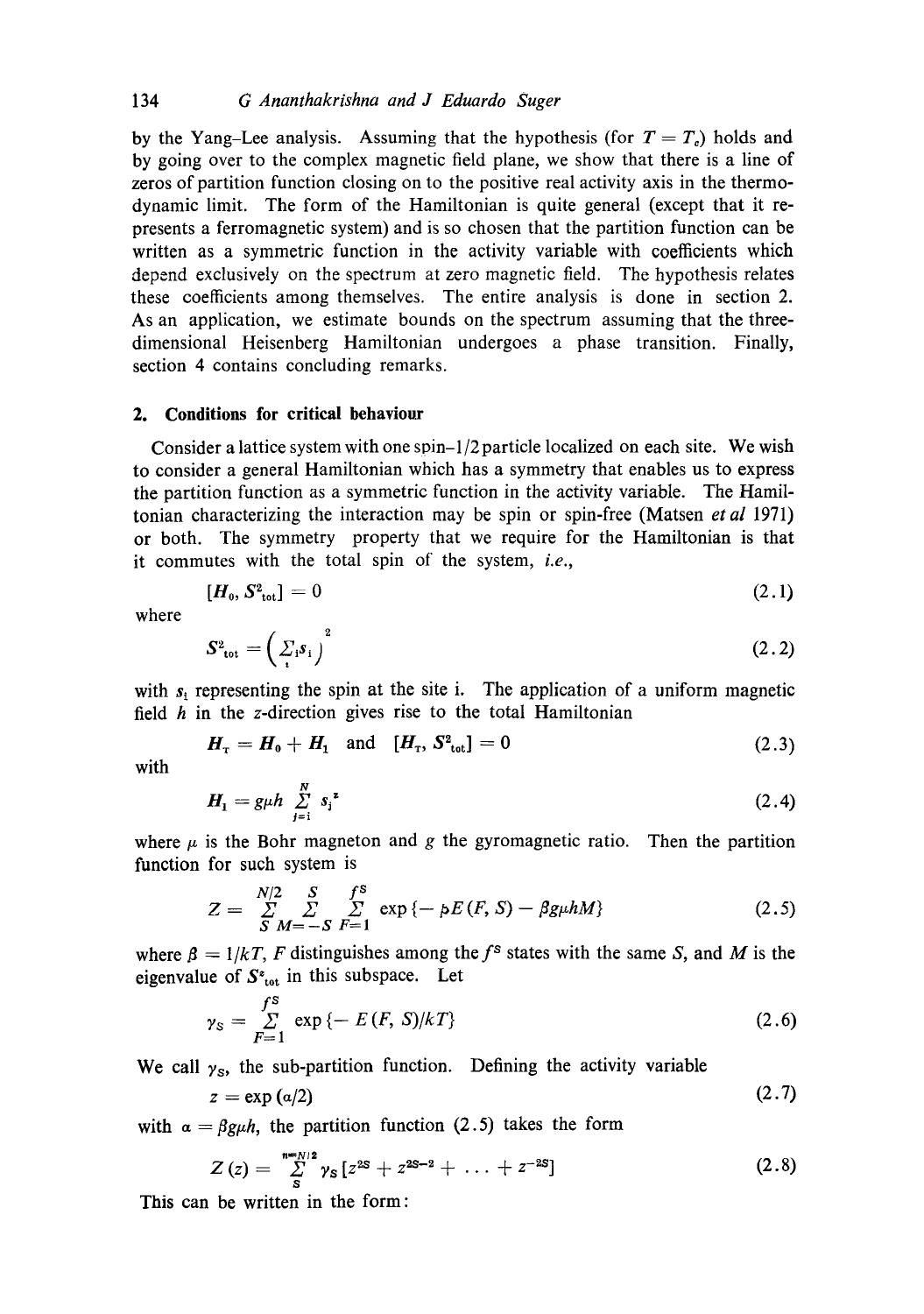by the Yang–Lee analysis. Assuming that the hypothesis (for $T = T_c$) holds and by going over to the complex magnetic field plane, we show that there is a line of zeros of partition function closing on to the positive real activity axis in the thermodynamic limit. The form of the Hamiltonian is quite general (except that it represents a ferromagnetic system) and is so chosen that the partition function can be written as a symmetric function in the activity variable with coefficients which depend exclusively on the spectrum at zero magnetic field. The hypothesis relates these coefficients among themselves. The entire analysis is done in section 2. As an application, we estimate bounds on the spectrum assuming that the three-dimensional Heisenberg Hamiltonian undergoes a phase transition. Finally, section 4 contains concluding remarks.

## 2. Conditions for critical behaviour

Consider a lattice system with one spin-1/2 particle localized on each site. We wish to consider a general Hamiltonian which has a symmetry that enables us to express the partition function as a symmetric function in the activity variable. The Hamiltonian characterizing the interaction may be spin or spin-free (Matsen *et al* 1971) or both. The symmetry property that we require for the Hamiltonian is that it commutes with the total spin of the system, *i.e.*,

$$[H_0, S^2_{\text{tot}}] = 0 \tag{2.1}$$

where

$$S^2_{\text{tot}} = \Big(\textstyle\sum_i s_i\Big)^2 \tag{2.2}$$

with $s_i$ representing the spin at the site i. The application of a uniform magnetic field $h$ in the $z$-direction gives rise to the total Hamiltonian

$$H_T = H_0 + H_1 \quad \text{and} \quad [H_T, S^2_{\text{tot}}] = 0 \tag{2.3}$$

with

$$H_1 = g\mu h \sum_{j=1}^{N} s_j^z \tag{2.4}$$

where $\mu$ is the Bohr magneton and $g$ the gyromagnetic ratio. Then the partition function for such system is

$$Z = \sum_{S}^{N/2} \sum_{M=-S}^{S} \sum_{F=1}^{f^S} \exp\{-\beta E(F, S) - \beta g\mu h M\} \tag{2.5}$$

where $\beta = 1/kT$, $F$ distinguishes among the $f^S$ states with the same $S$, and $M$ is the eigenvalue of $S^z_{\text{tot}}$ in this subspace. Let

$$\gamma_S = \sum_{F=1}^{f^S} \exp\{-E(F, S)/kT\} \tag{2.6}$$

We call $\gamma_S$, the sub-partition function. Defining the activity variable

$$z = \exp(\alpha/2) \tag{2.7}$$

with $\alpha = \beta g\mu h$, the partition function (2.5) takes the form

$$Z(z) = \sum_{S}^{n=N/2} \gamma_S\,[z^{2S} + z^{2S-2} + \ldots + z^{-2S}] \tag{2.8}$$

This can be written in the form: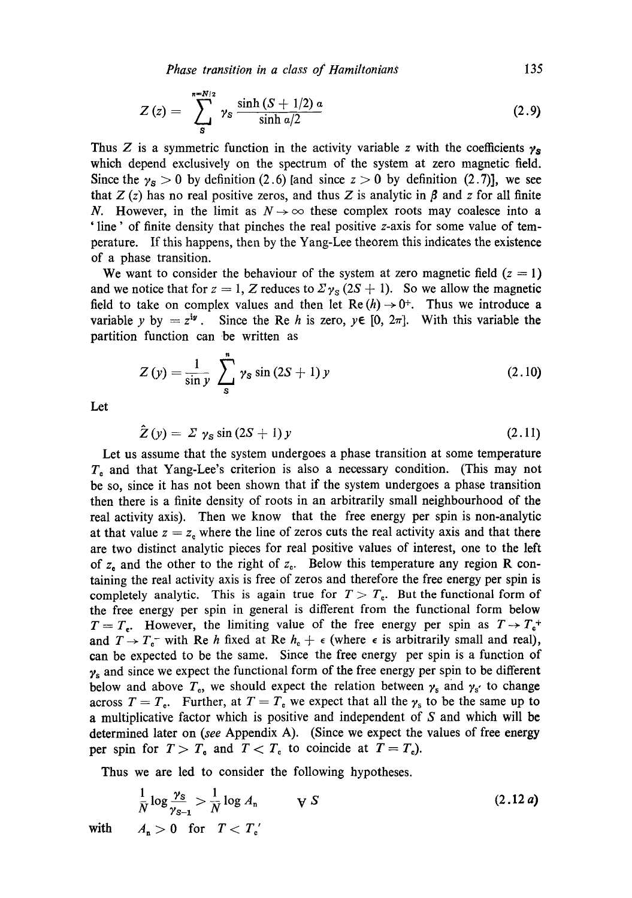$$Z(z) = \sum_{S}^{n=N/2} \gamma_S \frac{\sinh (S + 1/2)\, a}{\sinh a/2} \tag{2.9}$$

Thus $Z$ is a symmetric function in the activity variable $z$ with the coefficients $\gamma_S$ which depend exclusively on the spectrum of the system at zero magnetic field. Since the $\gamma_S > 0$ by definition (2.6) [and since $z > 0$ by definition (2.7)], we see that $Z(z)$ has no real positive zeros, and thus $Z$ is analytic in $\beta$ and $z$ for all finite $N$. However, in the limit as $N \to \infty$ these complex roots may coalesce into a 'line' of finite density that pinches the real positive $z$-axis for some value of temperature. If this happens, then by the Yang-Lee theorem this indicates the existence of a phase transition.

We want to consider the behaviour of the system at zero magnetic field ($z = 1$) and we notice that for $z = 1$, $Z$ reduces to $\Sigma \gamma_S (2S + 1)$. So we allow the magnetic field to take on complex values and then let $\mathrm{Re}\,(h) \to 0^+$. Thus we introduce a variable $y$ by $= z^{iy}$. Since the Re $h$ is zero, $y \in [0, 2\pi]$. With this variable the partition function can be written as

$$Z(y) = \frac{1}{\sin y} \sum_{S}^{n} \gamma_S \sin (2S + 1)\, y \tag{2.10}$$

Let

$$\hat{Z}(y) = \Sigma\, \gamma_S \sin (2S + 1)\, y \tag{2.11}$$

Let us assume that the system undergoes a phase transition at some temperature $T_c$ and that Yang-Lee's criterion is also a necessary condition. (This may not be so, since it has not been shown that if the system undergoes a phase transition then there is a finite density of roots in an arbitrarily small neighbourhood of the real activity axis). Then we know that the free energy per spin is non-analytic at that value $z = z_c$ where the line of zeros cuts the real activity axis and that there are two distinct analytic pieces for real positive values of interest, one to the left of $z_c$ and the other to the right of $z_c$. Below this temperature any region R containing the real activity axis is free of zeros and therefore the free energy per spin is completely analytic. This is again true for $T > T_c$. But the functional form of the free energy per spin in general is different from the functional form below $T = T_c$. However, the limiting value of the free energy per spin as $T \to T_c^+$ and $T \to T_c^-$ with Re $h$ fixed at Re $h_c + \epsilon$ (where $\epsilon$ is arbitrarily small and real), can be expected to be the same. Since the free energy per spin is a function of $\gamma_S$ and since we expect the functional form of the free energy per spin to be different below and above $T_c$, we should expect the relation between $\gamma_S$ and $\gamma_{S'}$ to change across $T = T_c$. Further, at $T = T_c$ we expect that all the $\gamma_S$ to be the same up to a multiplicative factor which is positive and independent of $S$ and which will be determined later on (*see* Appendix A). (Since we expect the values of free energy per spin for $T > T_c$ and $T < T_c$ to coincide at $T = T_c$).

Thus we are led to consider the following hypotheses.

$$\frac{1}{N} \log \frac{\gamma_S}{\gamma_{S-1}} > \frac{1}{N} \log A_n \qquad \forall\, S \tag{2.12 a}$$

with $\quad A_n > 0 \;$ for $\; T < T_c'$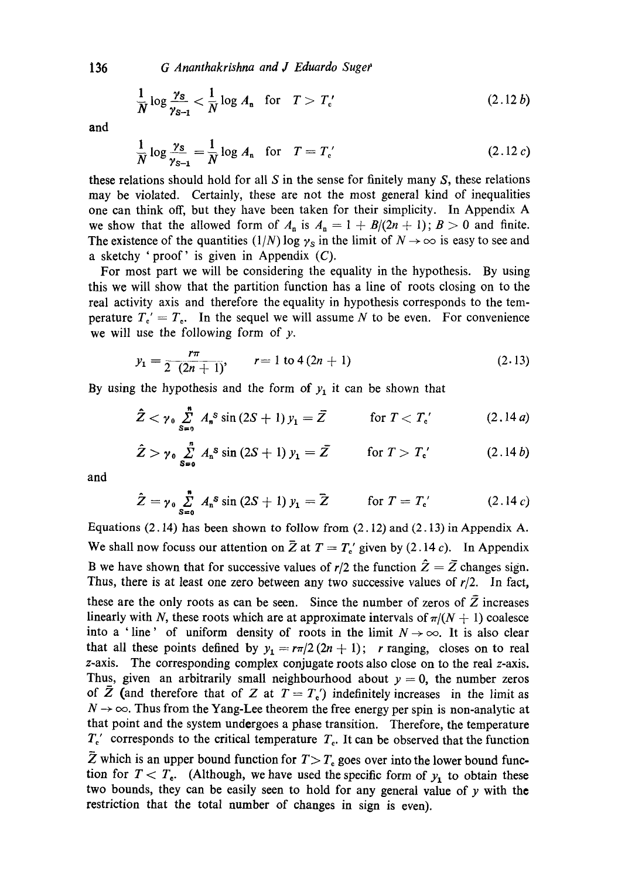$$\frac{1}{N}\log\frac{\gamma_S}{\gamma_{S-1}} < \frac{1}{N}\log A_n \quad \text{for} \quad T > T_c' \tag{2.12 b}$$

and

$$\frac{1}{N}\log\frac{\gamma_S}{\gamma_{S-1}} = \frac{1}{N}\log A_n \quad \text{for} \quad T = T_c' \tag{2.12 c}$$

these relations should hold for all $S$ in the sense for finitely many $S$, these relations may be violated. Certainly, these are not the most general kind of inequalities one can think off, but they have been taken for their simplicity. In Appendix A we show that the allowed form of $A_n$ is $A_n = 1 + B/(2n+1)$; $B > 0$ and finite. The existence of the quantities $(1/N)\log \gamma_S$ in the limit of $N \to \infty$ is easy to see and a sketchy 'proof' is given in Appendix (C).

For most part we will be considering the equality in the hypothesis. By using this we will show that the partition function has a line of roots closing on to the real activity axis and therefore the equality in hypothesis corresponds to the temperature $T_c' = T_c$. In the sequel we will assume $N$ to be even. For convenience we will use the following form of $y$.

$$y_1 = \frac{r\pi}{2\,(2n+1)}, \qquad r = 1 \text{ to } 4\,(2n+1) \tag{2.13}$$

By using the hypothesis and the form of $y_1$ it can be shown that

$$\hat{Z} < \gamma_0 \sum_{S=0}^{n} A_n{}^S \sin(2S+1)\,y_1 = \bar{Z} \qquad \text{for } T < T_c' \tag{2.14 a}$$

$$\hat{Z} > \gamma_0 \sum_{S=0}^{n} A_n{}^S \sin(2S+1)\,y_1 = \bar{Z} \qquad \text{for } T > T_c' \tag{2.14 b}$$

and

$$\hat{Z} = \gamma_0 \sum_{S=0}^{n} A_n{}^S \sin(2S+1)\,y_1 = \bar{Z} \qquad \text{for } T = T_c' \tag{2.14 c}$$

Equations (2.14) has been shown to follow from (2.12) and (2.13) in Appendix A. We shall now focuss our attention on $\bar{Z}$ at $T = T_c'$ given by (2.14 $c$). In Appendix B we have shown that for successive values of $r/2$ the function $\hat{Z} = \bar{Z}$ changes sign. Thus, there is at least one zero between any two successive values of $r/2$. In fact, these are the only roots as can be seen. Since the number of zeros of $\bar{Z}$ increases linearly with $N$, these roots which are at approximate intervals of $\pi/(N+1)$ coalesce into a 'line' of uniform density of roots in the limit $N \to \infty$. It is also clear that all these points defined by $y_1 = r\pi/2\,(2n+1)$; $r$ ranging, closes on to real $z$-axis. The corresponding complex conjugate roots also close on to the real $z$-axis. Thus, given an arbitrarily small neighbourhood about $y = 0$, the number zeros of $\bar{Z}$ (and therefore that of $Z$ at $T = T_c'$) indefinitely increases in the limit as $N \to \infty$. Thus from the Yang-Lee theorem the free energy per spin is non-analytic at that point and the system undergoes a phase transition. Therefore, the temperature $T_c'$ corresponds to the critical temperature $T_c$. It can be observed that the function $\bar{Z}$ which is an upper bound function for $T > T_c$ goes over into the lower bound function for $T < T_c$. (Although, we have used the specific form of $y_1$ to obtain these two bounds, they can be easily seen to hold for any general value of $y$ with the restriction that the total number of changes in sign is even).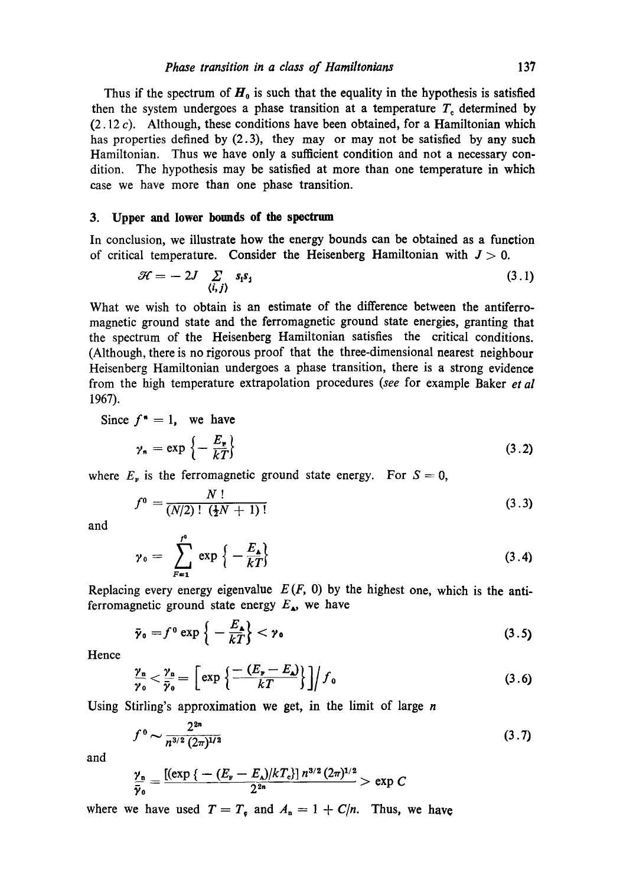Thus if the spectrum of $\boldsymbol{H}_0$ is such that the equality in the hypothesis is satisfied then the system undergoes a phase transition at a temperature $T_c$ determined by (2.12 *c*). Although, these conditions have been obtained, for a Hamiltonian which has properties defined by (2.3), they may or may not be satisfied by any such Hamiltonian. Thus we have only a sufficient condition and not a necessary condition. The hypothesis may be satisfied at more than one temperature in which case we have more than one phase transition.

## 3. Upper and lower bounds of the spectrum

In conclusion, we illustrate how the energy bounds can be obtained as a function of critical temperature. Consider the Heisenberg Hamiltonian with $J > 0$.

$$\mathscr{H} = -2J \sum_{\langle i,j \rangle} s_i s_j \tag{3.1}$$

What we wish to obtain is an estimate of the difference between the antiferromagnetic ground state and the ferromagnetic ground state energies, granting that the spectrum of the Heisenberg Hamiltonian satisfies the critical conditions. (Although, there is no rigorous proof that the three-dimensional nearest neighbour Heisenberg Hamiltonian undergoes a phase transition, there is a strong evidence from the high temperature extrapolation procedures (*see* for example Baker *et al* 1967).

Since $f^n = 1$, we have

$$\gamma_n = \exp\left\{-\frac{E_F}{kT}\right\} \tag{3.2}$$

where $E_F$ is the ferromagnetic ground state energy. For $S = 0$,

$$f^0 = \frac{N!}{(N/2)!\,(\frac{1}{2}N + 1)!} \tag{3.3}$$

and

$$\gamma_0 = \sum_{F=1}^{f^0} \exp\left\{-\frac{E_A}{kT}\right\} \tag{3.4}$$

Replacing every energy eigenvalue $E(F, 0)$ by the highest one, which is the antiferromagnetic ground state energy $E_A$, we have

$$\bar{\gamma}_0 = f^0 \exp\left\{-\frac{E_A}{kT}\right\} < \gamma_0 \tag{3.5}$$

Hence

$$\frac{\gamma_n}{\gamma_0} < \frac{\gamma_n}{\bar{\gamma}_0} = \left[\exp\left\{\frac{-(E_F - E_A)}{kT}\right\}\right] \Big/ f_0 \tag{3.6}$$

Using Stirling's approximation we get, in the limit of large $n$

$$f^0 \sim \frac{2^{2n}}{n^{3/2}(2\pi)^{1/2}} \tag{3.7}$$

and

$$\frac{\gamma_n}{\bar{\gamma}_0} = \frac{[(\exp\{-(E_F - E_A)/kT_c\}]\, n^{3/2}(2\pi)^{1/2}}{2^{2n}} > \exp C$$

where we have used $T = T_c$ and $A_n = 1 + C/n$. Thus, we have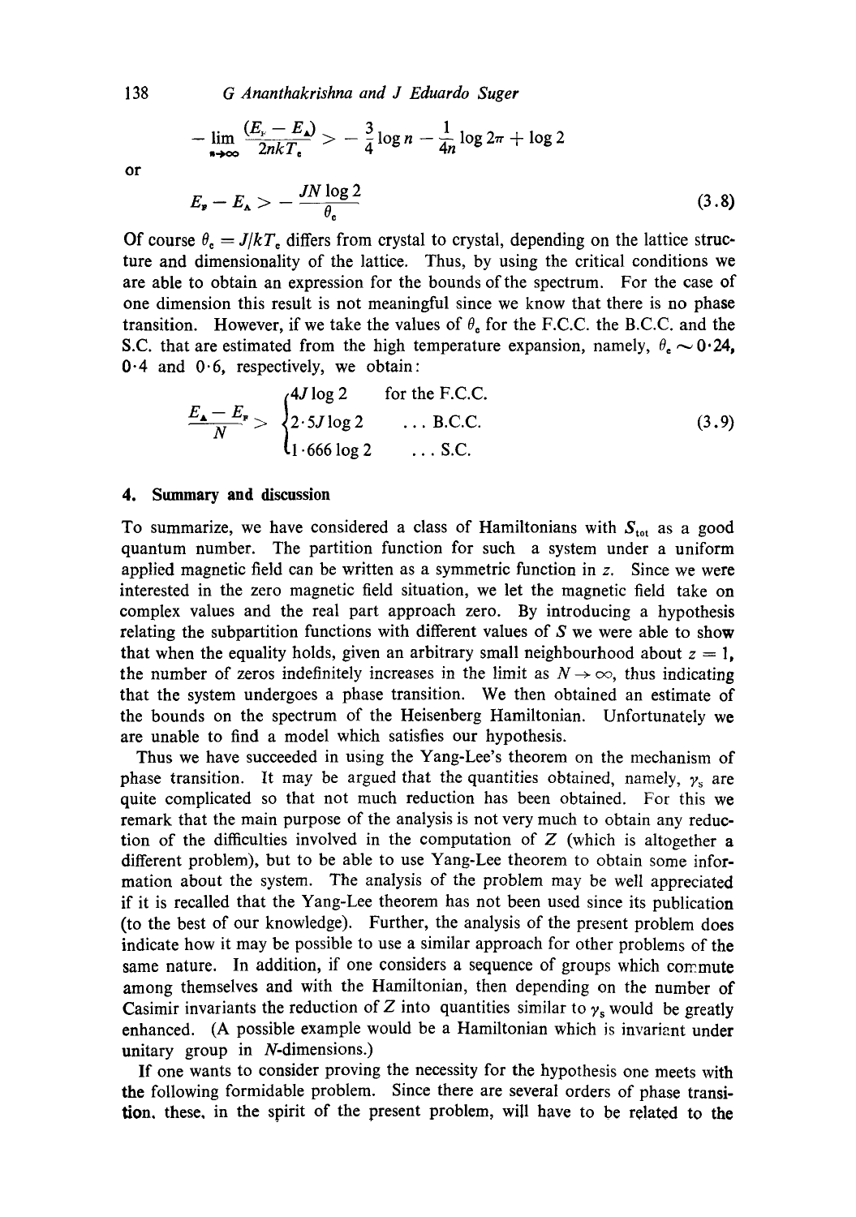$$- \lim_{n \to \infty} \frac{(E_F - E_A)}{2nkT_c} > - \frac{3}{4} \log n - \frac{1}{4n} \log 2\pi + \log 2$$

or

$$E_F - E_A > - \frac{JN \log 2}{\theta_c} \tag{3.8}$$

Of course $\theta_c = J/kT_c$ differs from crystal to crystal, depending on the lattice structure and dimensionality of the lattice. Thus, by using the critical conditions we are able to obtain an expression for the bounds of the spectrum. For the case of one dimension this result is not meaningful since we know that there is no phase transition. However, if we take the values of $\theta_c$ for the F.C.C. the B.C.C. and the S.C. that are estimated from the high temperature expansion, namely, $\theta_c \sim 0{\cdot}24$, $0{\cdot}4$ and $0{\cdot}6$, respectively, we obtain:

$$\frac{E_A - E_F}{N} > \begin{cases} 4J \log 2 & \text{for the F.C.C.} \\ 2{\cdot}5 J \log 2 & \ldots \text{B.C.C.} \\ 1{\cdot}666 \log 2 & \ldots \text{S.C.} \end{cases} \tag{3.9}$$

## 4. Summary and discussion

To summarize, we have considered a class of Hamiltonians with $S_{\text{tot}}$ as a good quantum number. The partition function for such a system under a uniform applied magnetic field can be written as a symmetric function in $z$. Since we were interested in the zero magnetic field situation, we let the magnetic field take on complex values and the real part approach zero. By introducing a hypothesis relating the subpartition functions with different values of $S$ we were able to show that when the equality holds, given an arbitrary small neighbourhood about $z = 1$, the number of zeros indefinitely increases in the limit as $N \to \infty$, thus indicating that the system undergoes a phase transition. We then obtained an estimate of the bounds on the spectrum of the Heisenberg Hamiltonian. Unfortunately we are unable to find a model which satisfies our hypothesis.

Thus we have succeeded in using the Yang-Lee's theorem on the mechanism of phase transition. It may be argued that the quantities obtained, namely, $\gamma_s$ are quite complicated so that not much reduction has been obtained. For this we remark that the main purpose of the analysis is not very much to obtain any reduction of the difficulties involved in the computation of $Z$ (which is altogether a different problem), but to be able to use Yang-Lee theorem to obtain some information about the system. The analysis of the problem may be well appreciated if it is recalled that the Yang-Lee theorem has not been used since its publication (to the best of our knowledge). Further, the analysis of the present problem does indicate how it may be possible to use a similar approach for other problems of the same nature. In addition, if one considers a sequence of groups which commute among themselves and with the Hamiltonian, then depending on the number of Casimir invariants the reduction of $Z$ into quantities similar to $\gamma_s$ would be greatly enhanced. (A possible example would be a Hamiltonian which is invariant under unitary group in $N$-dimensions.)

If one wants to consider proving the necessity for the hypothesis one meets with the following formidable problem. Since there are several orders of phase transition, these, in the spirit of the present problem, will have to be related to the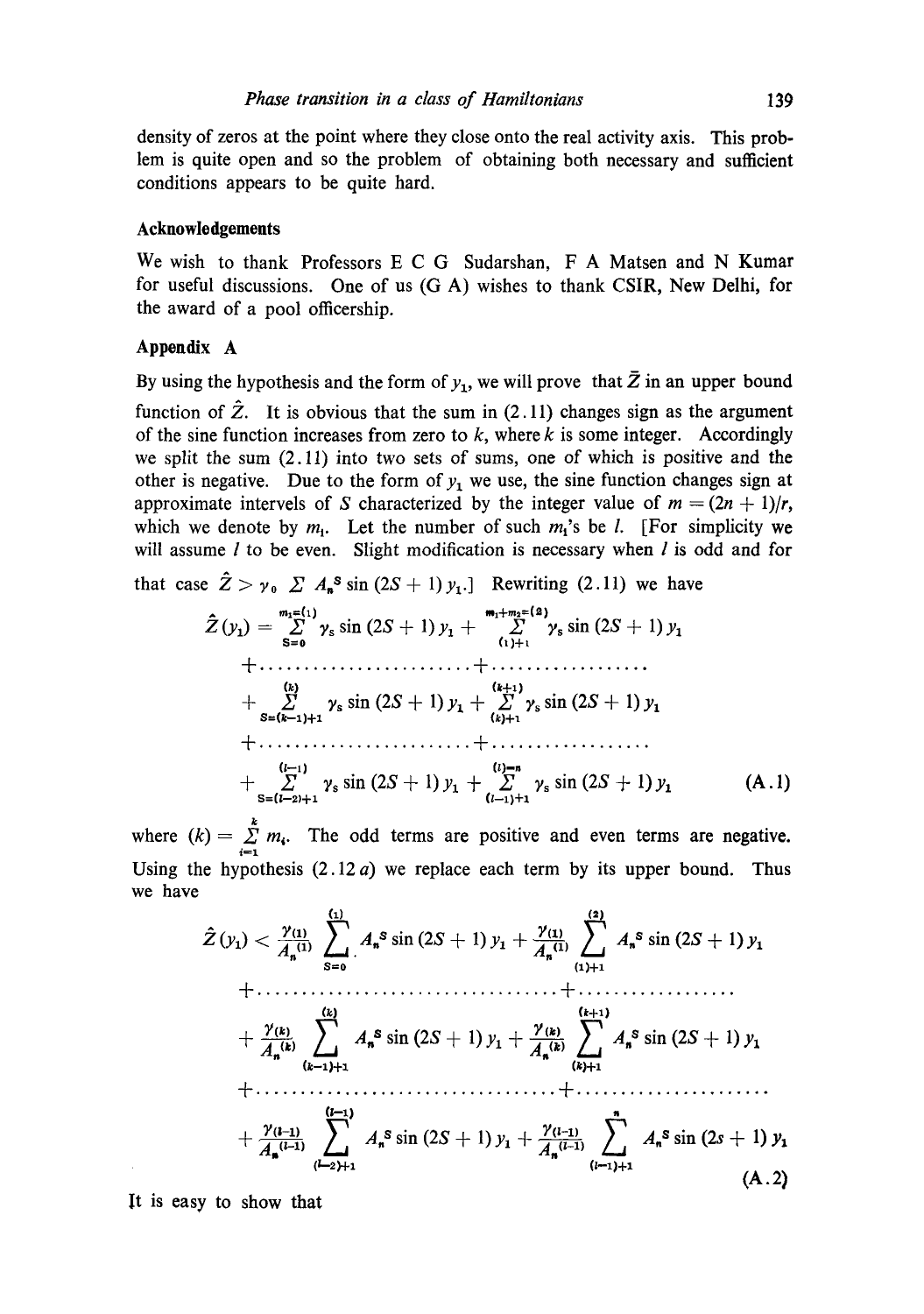density of zeros at the point where they close onto the real activity axis. This problem is quite open and so the problem of obtaining both necessary and sufficient conditions appears to be quite hard.

## Acknowledgements

We wish to thank Professors E C G Sudarshan, F A Matsen and N Kumar for useful discussions. One of us (G A) wishes to thank CSIR, New Delhi, for the award of a pool officership.

## Appendix A

By using the hypothesis and the form of $y_1$, we will prove that $\bar{Z}$ in an upper bound function of $\hat{Z}$. It is obvious that the sum in (2.11) changes sign as the argument of the sine function increases from zero to $k$, where $k$ is some integer. Accordingly we split the sum (2.11) into two sets of sums, one of which is positive and the other is negative. Due to the form of $y_1$ we use, the sine function changes sign at approximate intervels of $S$ characterized by the integer value of $m = (2n + 1)/r$, which we denote by $m_i$. Let the number of such $m_i$'s be $l$. [For simplicity we will assume $l$ to be even. Slight modification is necessary when $l$ is odd and for that case $\hat{Z} > \gamma_0 \; \Sigma \; A_n{}^S \sin{(2S+1)} y_1$.] Rewriting (2.11) we have

$$
\begin{aligned}
\hat{Z}(y_1) = & \sum_{S=0}^{m_1=(1)} \gamma_s \sin{(2S+1)} y_1 + \sum_{(1)+1}^{m_1+m_2=(2)} \gamma_s \sin{(2S+1)} y_1 \\
& + \ldots\ldots\ldots\ldots\ldots\ldots\ldots + \ldots\ldots\ldots\ldots\ldots\ldots \\
& + \sum_{S=(k-1)+1}^{(k)} \gamma_s \sin{(2S+1)} y_1 + \sum_{(k)+1}^{(k+1)} \gamma_s \sin{(2S+1)} y_1 \\
& + \ldots\ldots\ldots\ldots\ldots\ldots\ldots + \ldots\ldots\ldots\ldots\ldots\ldots \\
& + \sum_{S=(l-2)+1}^{(l-1)} \gamma_s \sin{(2S+1)} y_1 + \sum_{(l-1)+1}^{(l)=n} \gamma_s \sin{(2S+1)} y_1
\end{aligned} \tag{A.1}
$$

where $(k) = \sum_{i=1}^{k} m_i$. The odd terms are positive and even terms are negative. Using the hypothesis (2.12 *a*) we replace each term by its upper bound. Thus we have

$$
\begin{aligned}
\hat{Z}(y_1) < & \frac{\gamma_{(1)}}{A_n{}^{(1)}} \sum_{S=0}^{(1)} A_n{}^S \sin{(2S+1)} y_1 + \frac{\gamma_{(1)}}{A_n{}^{(1)}} \sum_{(1)+1}^{(2)} A_n{}^S \sin{(2S+1)} y_1 \\
& + \ldots\ldots\ldots\ldots\ldots\ldots\ldots\ldots\ldots\ldots + \ldots\ldots\ldots\ldots\ldots\ldots \\
& + \frac{\gamma_{(k)}}{A_n{}^{(k)}} \sum_{(k-1)+1}^{(k)} A_n{}^S \sin{(2S+1)} y_1 + \frac{\gamma_{(k)}}{A_n{}^{(k)}} \sum_{(k)+1}^{(k+1)} A_n{}^S \sin{(2S+1)} y_1 \\
& + \ldots\ldots\ldots\ldots\ldots\ldots\ldots\ldots\ldots\ldots + \ldots\ldots\ldots\ldots\ldots\ldots\ldots \\
& + \frac{\gamma_{(l-1)}}{A_n{}^{(l-1)}} \sum_{(l-2)+1}^{(l-1)} A_n{}^S \sin{(2S+1)} y_1 + \frac{\gamma_{(l-1)}}{A_n{}^{(l-1)}} \sum_{(l-1)+1}^{n} A_n{}^S \sin{(2s+1)} y_1
\end{aligned} \tag{A.2}
$$

It is easy to show that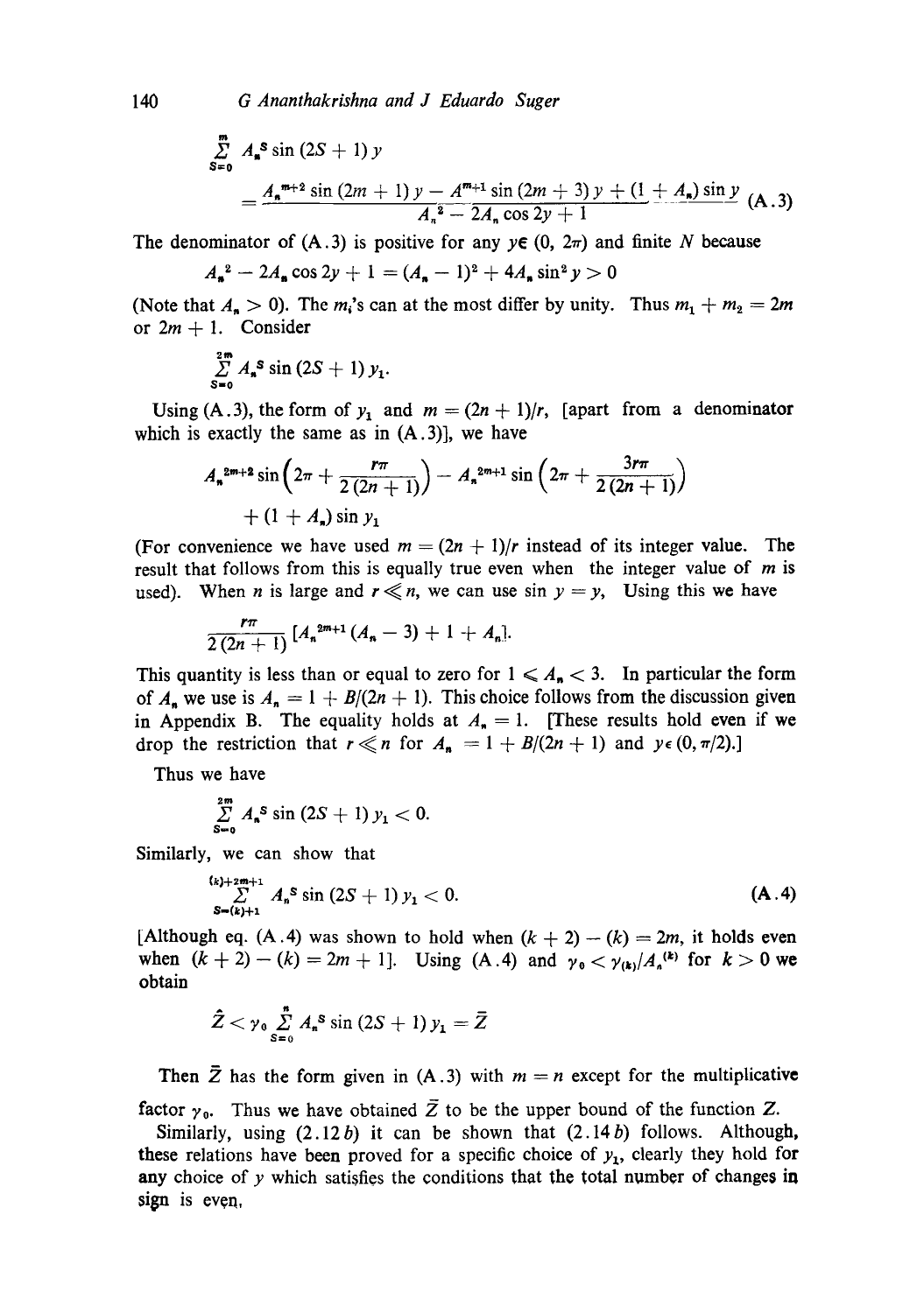$$\sum_{S=0}^{m} A_n{}^S \sin (2S+1) y$$

$$= \frac{A_n{}^{m+2} \sin (2m+1) y - A^{m+1} \sin (2m+3) y + (1+A_n) \sin y}{A_n{}^2 - 2A_n \cos 2y + 1} \qquad \text{(A.3)}$$

The denominator of (A.3) is positive for any $y \in (0, 2\pi)$ and finite $N$ because

$$A_n{}^2 - 2A_n \cos 2y + 1 = (A_n - 1)^2 + 4A_n \sin^2 y > 0$$

(Note that $A_n > 0$). The $m_i$'s can at the most differ by unity. Thus $m_1 + m_2 = 2m$ or $2m + 1$. Consider

$$\sum_{S=0}^{2m} A_n{}^S \sin (2S+1) y_1.$$

Using (A.3), the form of $y_1$ and $m = (2n+1)/r$, [apart from a denominator which is exactly the same as in (A.3)], we have

$$A_n{}^{2m+2} \sin \left(2\pi + \frac{r\pi}{2(2n+1)}\right) - A_n{}^{2m+1} \sin \left(2\pi + \frac{3r\pi}{2(2n+1)}\right)$$
$$+ (1 + A_n) \sin y_1$$

(For convenience we have used $m = (2n+1)/r$ instead of its integer value. The result that follows from this is equally true even when the integer value of $m$ is used). When $n$ is large and $r \ll n$, we can use $\sin y = y$, Using this we have

$$\frac{r\pi}{2(2n+1)} [A_n{}^{2m+1} (A_n - 3) + 1 + A_n].$$

This quantity is less than or equal to zero for $1 \leqslant A_n < 3$. In particular the form of $A_n$ we use is $A_n = 1 + B/(2n+1)$. This choice follows from the discussion given in Appendix B. The equality holds at $A_n = 1$. [These results hold even if we drop the restriction that $r \ll n$ for $A_n = 1 + B/(2n+1)$ and $y \in (0, \pi/2)$.]

Thus we have

$$\sum_{S=0}^{2m} A_n{}^S \sin (2S+1) y_1 < 0.$$

Similarly, we can show that

$$\sum_{S=(k)+1}^{(k)+2m+1} A_n{}^S \sin (2S+1) y_1 < 0. \qquad \text{(A.4)}$$

[Although eq. (A.4) was shown to hold when $(k+2) - (k) = 2m$, it holds even when $(k+2) - (k) = 2m+1$]. Using (A.4) and $\gamma_0 < \gamma_{(k)}/A_n{}^{(k)}$ for $k > 0$ we obtain

$$\hat{Z} < \gamma_0 \sum_{S=0}^{n} A_n{}^S \sin (2S+1) y_1 = \bar{Z}$$

Then $\bar{Z}$ has the form given in (A.3) with $m = n$ except for the multiplicative factor $\gamma_0$. Thus we have obtained $\bar{Z}$ to be the upper bound of the function $Z$.

Similarly, using (2.12*b*) it can be shown that (2.14*b*) follows. Although, these relations have been proved for a specific choice of $y_1$, clearly they hold for any choice of $y$ which satisfies the conditions that the total number of changes in sign is even.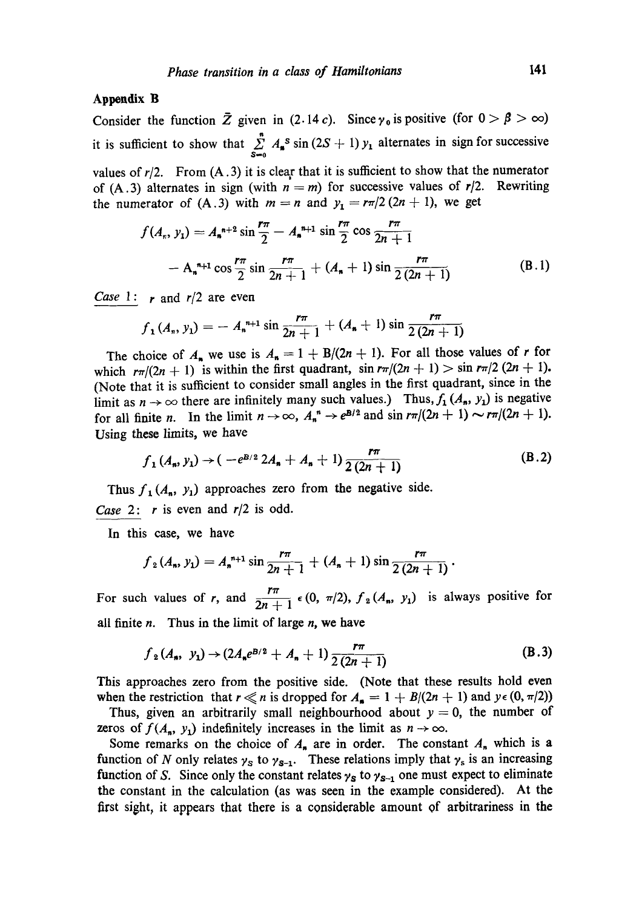## Appendix B

Consider the function $\bar{Z}$ given in (2.14 c). Since $\gamma_0$ is positive (for $0 > \beta > \infty$) it is sufficient to show that $\sum_{S=0}^{n} A_n{}^S \sin(2S+1) y_1$ alternates in sign for successive values of $r/2$. From (A.3) it is clear that it is sufficient to show that the numerator of (A.3) alternates in sign (with $n = m$) for successive values of $r/2$. Rewriting the numerator of (A.3) with $m = n$ and $y_1 = r\pi/2\,(2n+1)$, we get

$$
\begin{aligned}
f(A_n, y_1) = {} & A_n{}^{n+2} \sin \frac{r\pi}{2} - A_n{}^{n+1} \sin \frac{r\pi}{2} \cos \frac{r\pi}{2n+1} \\
& - A_n{}^{n+1} \cos \frac{r\pi}{2} \sin \frac{r\pi}{2n+1} + (A_n + 1) \sin \frac{r\pi}{2(2n+1)}
\end{aligned}
\tag{B.1}
$$

<u>Case 1:</u> $r$ and $r/2$ are even

$$
f_1(A_n, y_1) = - A_n{}^{n+1} \sin \frac{r\pi}{2n+1} + (A_n + 1) \sin \frac{r\pi}{2(2n+1)}
$$

The choice of $A_n$ we use is $A_n = 1 + B/(2n+1)$. For all those values of $r$ for which $r\pi/(2n+1)$ is within the first quadrant, $\sin r\pi/(2n+1) > \sin r\pi/2\,(2n+1)$. (Note that it is sufficient to consider small angles in the first quadrant, since in the limit as $n \to \infty$ there are infinitely many such values.) Thus, $f_1(A_n, y_1)$ is negative for all finite $n$. In the limit $n \to \infty$, $A_n{}^n \to e^{B/2}$ and $\sin r\pi/(2n+1) \sim r\pi/(2n+1)$. Using these limits, we have

$$
f_1(A_n, y_1) \to (-e^{B/2}\, 2A_n + A_n + 1) \frac{r\pi}{2(2n+1)}
\tag{B.2}
$$

Thus $f_1(A_n, y_1)$ approaches zero from the negative side.

<u>Case 2:</u> $r$ is even and $r/2$ is odd.

In this case, we have

$$
f_2(A_n, y_1) = A_n{}^{n+1} \sin \frac{r\pi}{2n+1} + (A_n + 1) \sin \frac{r\pi}{2(2n+1)}\,.
$$

For such values of $r$, and $\frac{r\pi}{2n+1} \in (0, \pi/2)$, $f_2(A_n, y_1)$ is always positive for all finite $n$. Thus in the limit of large $n$, we have

$$
f_2(A_n, y_1) \to (2A_n e^{B/2} + A_n + 1) \frac{r\pi}{2(2n+1)}
\tag{B.3}
$$

This approaches zero from the positive side. (Note that these results hold even when the restriction that $r \ll n$ is dropped for $A_n = 1 + B/(2n+1)$ and $y \in (0, \pi/2)$)

Thus, given an arbitrarily small neighbourhood about $y = 0$, the number of zeros of $f(A_n, y_1)$ indefinitely increases in the limit as $n \to \infty$.

Some remarks on the choice of $A_n$ are in order. The constant $A_n$ which is a function of $N$ only relates $\gamma_S$ to $\gamma_{S-1}$. These relations imply that $\gamma_S$ is an increasing function of $S$. Since only the constant relates $\gamma_S$ to $\gamma_{S-1}$ one must expect to eliminate the constant in the calculation (as was seen in the example considered). At the first sight, it appears that there is a considerable amount of arbitrariness in the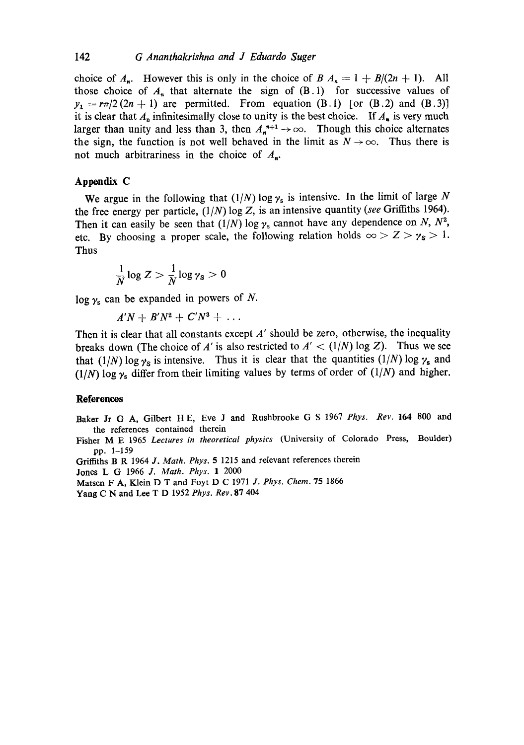choice of $A_n$. However this is only in the choice of $B$ $A_n = 1 + B/(2n + 1)$. All those choice of $A_n$ that alternate the sign of (B.1) for successive values of $y_1 = r\pi/2\,(2n + 1)$ are permitted. From equation (B.1) [or (B.2) and (B.3)] it is clear that $A_n$ infinitesimally close to unity is the best choice. If $A_n$ is very much larger than unity and less than 3, then $A_n^{n+1} \to \infty$. Though this choice alternates the sign, the function is not well behaved in the limit as $N \to \infty$. Thus there is not much arbitrariness in the choice of $A_n$.

## Appendix C

We argue in the following that $(1/N) \log \gamma_s$ is intensive. In the limit of large $N$ the free energy per particle, $(1/N) \log Z$, is an intensive quantity (*see* Griffiths 1964). Then it can easily be seen that $(1/N) \log \gamma_s$ cannot have any dependence on $N$, $N^2$, etc. By choosing a proper scale, the following relation holds $\infty > Z > \gamma_S > 1$. Thus

$$\frac{1}{N} \log Z > \frac{1}{N} \log \gamma_S > 0$$

$\log \gamma_s$ can be expanded in powers of $N$.

$$A'N + B'N^2 + C'N^3 + \ldots$$

Then it is clear that all constants except $A'$ should be zero, otherwise, the inequality breaks down (The choice of $A'$ is also restricted to $A' < (1/N) \log Z$). Thus we see that $(1/N) \log \gamma_S$ is intensive. Thus it is clear that the quantities $(1/N) \log \gamma_s$ and $(1/N) \log \gamma_s$ differ from their limiting values by terms of order of $(1/N)$ and higher.

## References

Baker Jr G A, Gilbert H E, Eve J and Rushbrooke G S 1967 *Phys. Rev.* **164** 800 and the references contained therein

Fisher M E 1965 *Lectures in theoretical physics* (University of Colorado Press, Boulder) pp. 1–159

Griffiths B R 1964 *J. Math. Phys.* **5** 1215 and relevant references therein

Jones L G 1966 *J. Math. Phys.* **1** 2000

Matsen F A, Klein D T and Foyt D C 1971 *J. Phys. Chem.* **75** 1866

Yang C N and Lee T D 1952 *Phys. Rev.* **87** 404